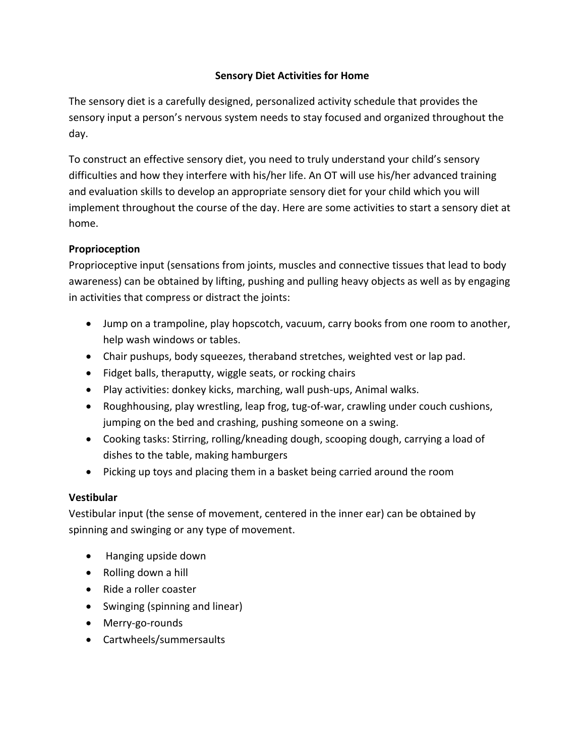# Sensory Diet Activities for Home

The sensory diet is a carefully designed, personalized activity schedule that provides the sensory input a person's nervous system needs to stay focused and organized throughout the day.

To construct an effective sensory diet, you need to truly understand your child's sensory difficulties and how they interfere with his/her life. An OT will use his/her advanced training and evaluation skills to develop an appropriate sensory diet for your child which you will implement throughout the course of the day. Here are some activities to start a sensory diet at home.

## Proprioception

Proprioceptive input (sensations from joints, muscles and connective tissues that lead to body awareness) can be obtained by lifting, pushing and pulling heavy objects as well as by engaging in activities that compress or distract the joints:

- Jump on a trampoline, play hopscotch, vacuum, carry books from one room to another, help wash windows or tables.
- Chair pushups, body squeezes, theraband stretches, weighted vest or lap pad.
- Fidget balls, theraputty, wiggle seats, or rocking chairs
- Play activities: donkey kicks, marching, wall push-ups, Animal walks.
- Roughhousing, play wrestling, leap frog, tug-of-war, crawling under couch cushions, jumping on the bed and crashing, pushing someone on a swing.
- Cooking tasks: Stirring, rolling/kneading dough, scooping dough, carrying a load of dishes to the table, making hamburgers
- Picking up toys and placing them in a basket being carried around the room

## Vestibular

Vestibular input (the sense of movement, centered in the inner ear) can be obtained by spinning and swinging or any type of movement.

- Hanging upside down
- Rolling down a hill
- Ride a roller coaster
- Swinging (spinning and linear)
- Merry-go-rounds
- Cartwheels/summersaults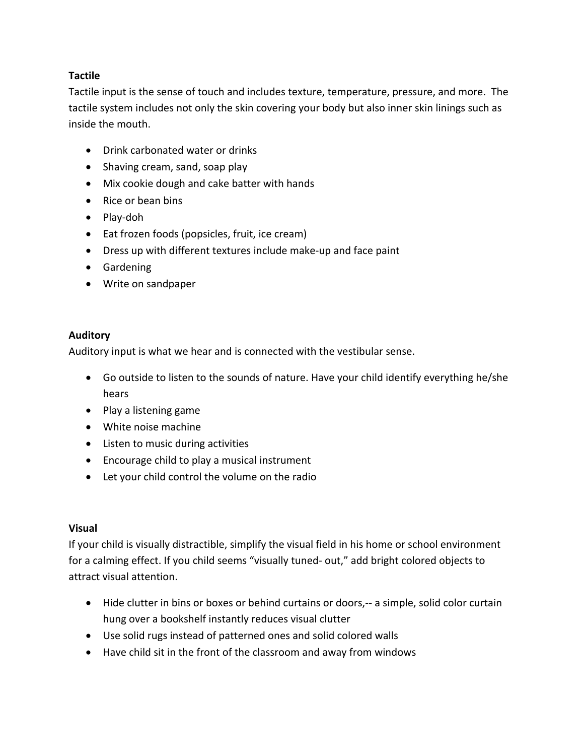**Tactile**

Tactile input is the sense of touch and includes texture, temperature, pressure, and more. The tactile system includes not only the skin covering your body but also inner skin linings such as inside the mouth.

- Drink carbonated water or drinks
- Shaving cream, sand, soap play
- Mix cookie dough and cake batter with hands
- Rice or bean bins
- Play-doh
- Eat frozen foods (popsicles, fruit, ice cream)
- Dress up with different textures include make-up and face paint
- Gardening
- Write on sandpaper

**Auditory**

Auditory input is what we hear and is connected with the vestibular sense.

- Go outside to listen to the sounds of nature. Have your child identify everything he/she hears
- Play a listening game
- White noise machine
- Listen to music during activities
- Encourage child to play a musical instrument
- Let your child control the volume on the radio

**Visual**

If your child is visually distractible, simplify the visual field in his home or school environment for a calming effect. If you child seems "visually tuned- out," add bright colored objects to attract visual attention.

- Hide clutter in bins or boxes or behind curtains or doors,-- a simple, solid color curtain hung over a bookshelf instantly reduces visual clutter
- Use solid rugs instead of patterned ones and solid colored walls
- Have child sit in the front of the classroom and away from windows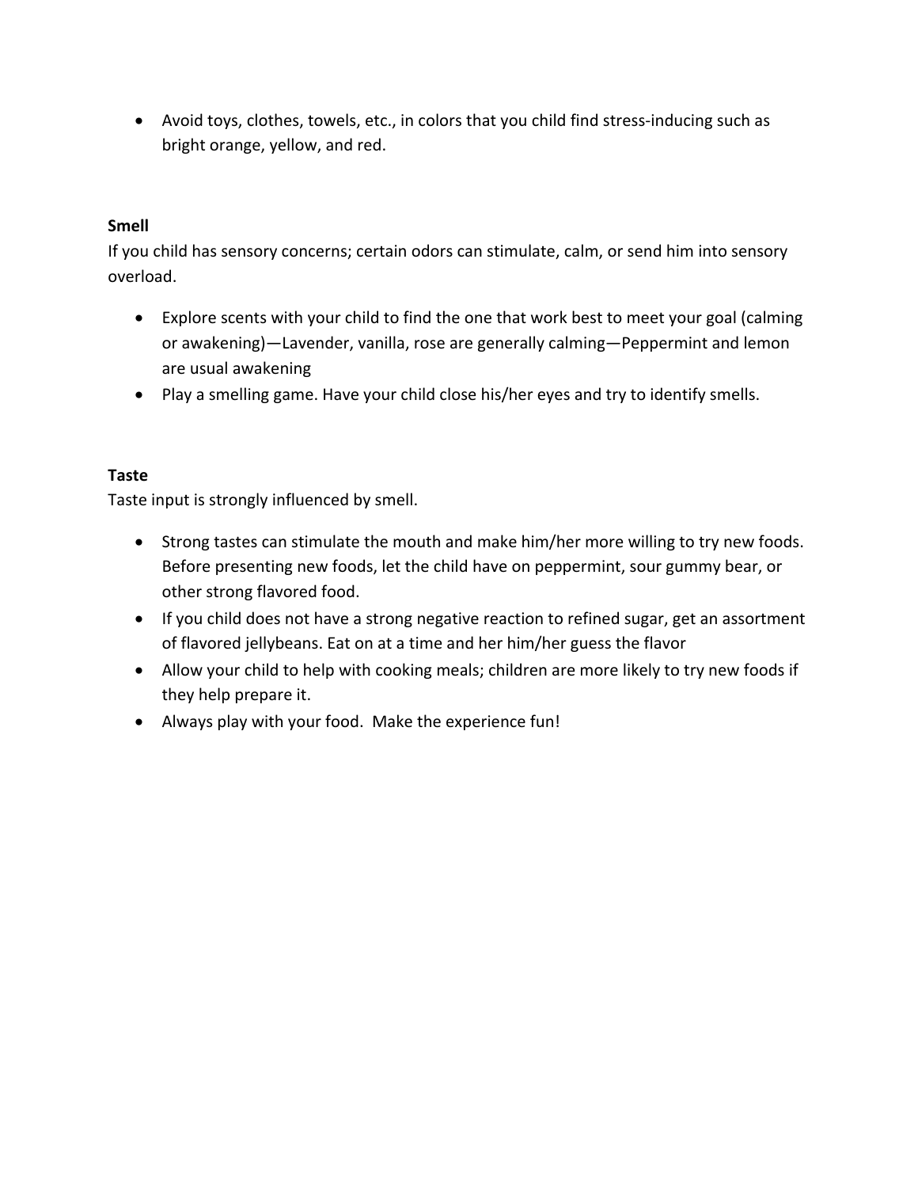- Avoid toys, clothes, towels, etc., in colors that you child find stress-inducing such as bright orange, yellow, and red.

**Smell**

If you child has sensory concerns; certain odors can stimulate, calm, or send him into sensory overload.

- Explore scents with your child to find the one that work best to meet your goal (calming or awakening)—Lavender, vanilla, rose are generally calming—Peppermint and lemon are usual awakening
- Play a smelling game. Have your child close his/her eyes and try to identify smells.

**Taste**

Taste input is strongly influenced by smell.

- Strong tastes can stimulate the mouth and make him/her more willing to try new foods. Before presenting new foods, let the child have on peppermint, sour gummy bear, or other strong flavored food.
- If you child does not have a strong negative reaction to refined sugar, get an assortment of flavored jellybeans. Eat on at a time and her him/her guess the flavor
- Allow your child to help with cooking meals; children are more likely to try new foods if they help prepare it.
- Always play with your food. Make the experience fun!